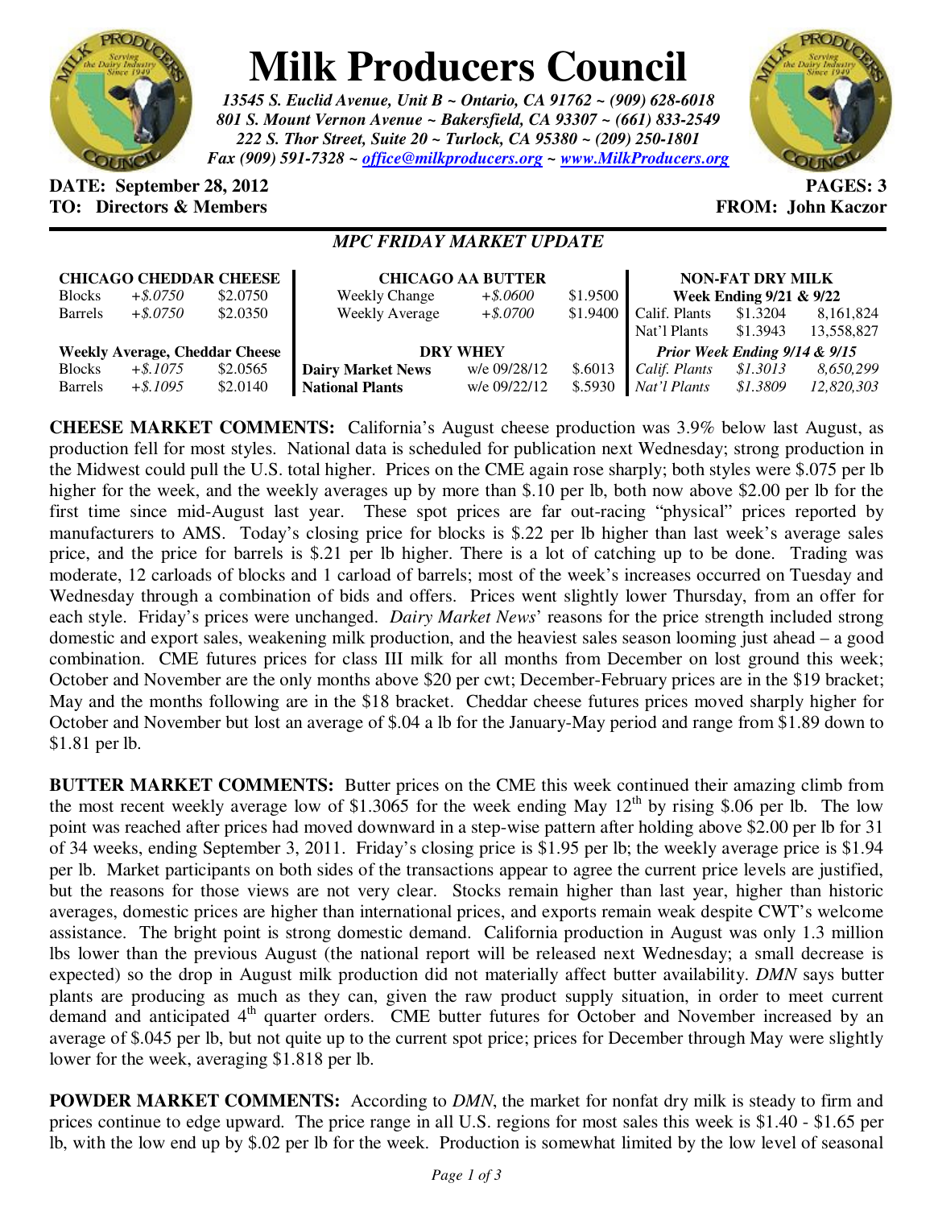# Milk Producers Council

*13545 S. Euclid Avenue, Unit B ~ Ontario, CA 91762 ~ (909) 628-6018*
*801 S. Mount Vernon Avenue ~ Bakersfield, CA 93307 ~ (661) 833-2549*
*222 S. Thor Street, Suite 20 ~ Turlock, CA 95380 ~ (209) 250-1801*
*Fax (909) 591-7328 ~ office@milkproducers.org ~ www.MilkProducers.org*

**DATE: September 28, 2012** **PAGES: 3**
**TO: Directors & Members** **FROM: John Kaczor**

## *MPC FRIDAY MARKET UPDATE*

| **CHICAGO CHEDDAR CHEESE** | | |
|---|---|---|
| Blocks | *+$.0750* | $2.0750 |
| Barrels | *+$.0750* | $2.0350 |
| **Weekly Average, Cheddar Cheese** | | |
| Blocks | *+$.1075* | $2.0565 |
| Barrels | *+$.1095* | $2.0140 |

| **CHICAGO AA BUTTER** | | |
|---|---|---|
| Weekly Change | *+$.0600* | $1.9500 |
| Weekly Average | *+$.0700* | $1.9400 |
| **DRY WHEY** | | |
| **Dairy Market News** | w/e 09/28/12 | $.6013 |
| **National Plants** | w/e 09/22/12 | $.5930 |

| **NON-FAT DRY MILK** | | |
|---|---|---|
| **Week Ending 9/21 & 9/22** | | |
| Calif. Plants | $1.3204 | 8,161,824 |
| Nat'l Plants | $1.3943 | 13,558,827 |
| ***Prior Week Ending 9/14 & 9/15*** | | |
| *Calif. Plants* | *$1.3013* | *8,650,299* |
| *Nat'l Plants* | *$1.3809* | *12,820,303* |

**CHEESE MARKET COMMENTS:** California's August cheese production was 3.9% below last August, as production fell for most styles. National data is scheduled for publication next Wednesday; strong production in the Midwest could pull the U.S. total higher. Prices on the CME again rose sharply; both styles were $.075 per lb higher for the week, and the weekly averages up by more than $.10 per lb, both now above $2.00 per lb for the first time since mid-August last year. These spot prices are far out-racing "physical" prices reported by manufacturers to AMS. Today's closing price for blocks is $.22 per lb higher than last week's average sales price, and the price for barrels is $.21 per lb higher. There is a lot of catching up to be done. Trading was moderate, 12 carloads of blocks and 1 carload of barrels; most of the week's increases occurred on Tuesday and Wednesday through a combination of bids and offers. Prices went slightly lower Thursday, from an offer for each style. Friday's prices were unchanged. *Dairy Market News*' reasons for the price strength included strong domestic and export sales, weakening milk production, and the heaviest sales season looming just ahead – a good combination. CME futures prices for class III milk for all months from December on lost ground this week; October and November are the only months above $20 per cwt; December-February prices are in the $19 bracket; May and the months following are in the $18 bracket. Cheddar cheese futures prices moved sharply higher for October and November but lost an average of $.04 a lb for the January-May period and range from $1.89 down to $1.81 per lb.

**BUTTER MARKET COMMENTS:** Butter prices on the CME this week continued their amazing climb from the most recent weekly average low of $1.3065 for the week ending May 12th by rising $.06 per lb. The low point was reached after prices had moved downward in a step-wise pattern after holding above $2.00 per lb for 31 of 34 weeks, ending September 3, 2011. Friday's closing price is $1.95 per lb; the weekly average price is $1.94 per lb. Market participants on both sides of the transactions appear to agree the current price levels are justified, but the reasons for those views are not very clear. Stocks remain higher than last year, higher than historic averages, domestic prices are higher than international prices, and exports remain weak despite CWT's welcome assistance. The bright point is strong domestic demand. California production in August was only 1.3 million lbs lower than the previous August (the national report will be released next Wednesday; a small decrease is expected) so the drop in August milk production did not materially affect butter availability. *DMN* says butter plants are producing as much as they can, given the raw product supply situation, in order to meet current demand and anticipated 4th quarter orders. CME butter futures for October and November increased by an average of $.045 per lb, but not quite up to the current spot price; prices for December through May were slightly lower for the week, averaging $1.818 per lb.

**POWDER MARKET COMMENTS:** According to *DMN*, the market for nonfat dry milk is steady to firm and prices continue to edge upward. The price range in all U.S. regions for most sales this week is $1.40 - $1.65 per lb, with the low end up by $.02 per lb for the week. Production is somewhat limited by the low level of seasonal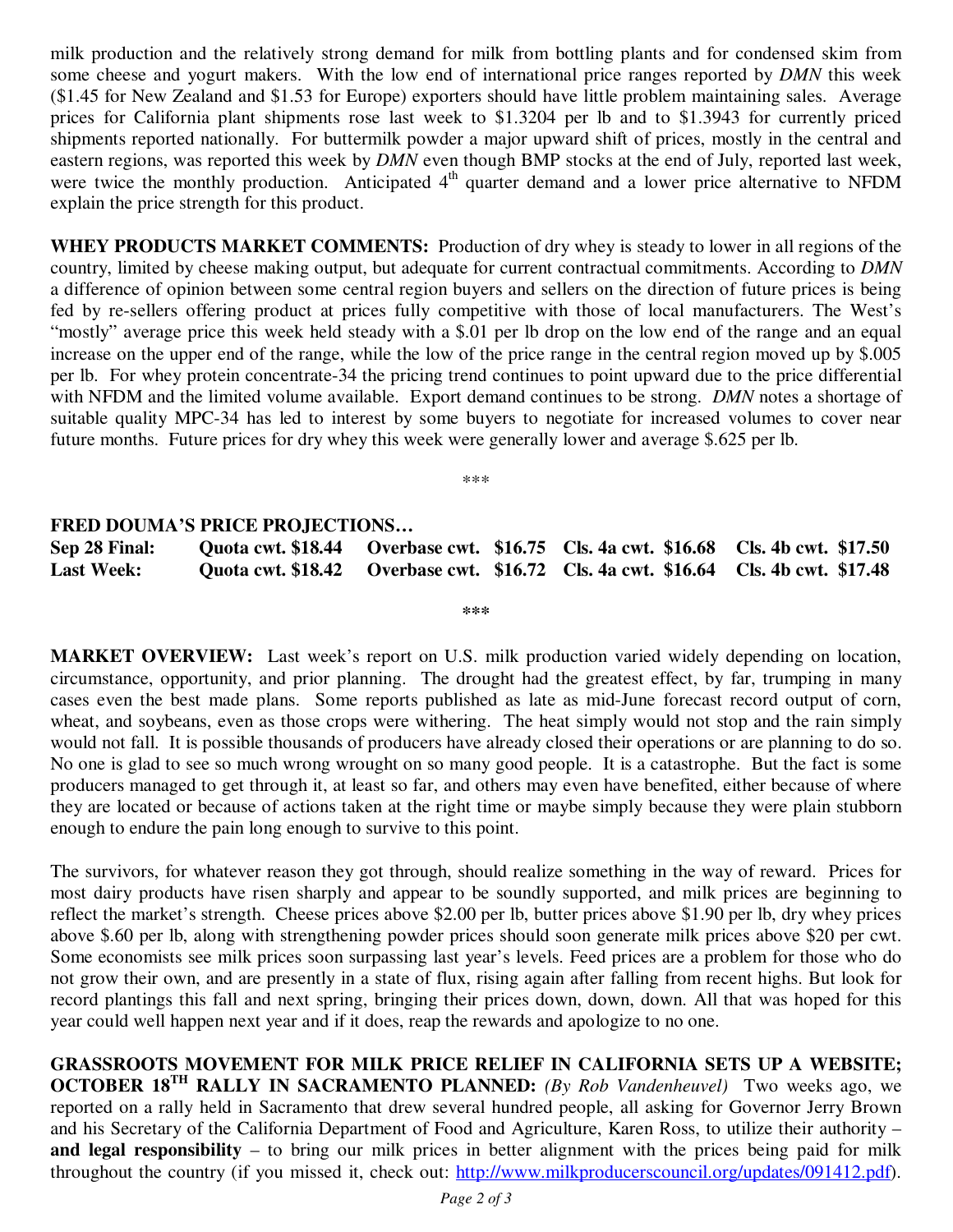milk production and the relatively strong demand for milk from bottling plants and for condensed skim from some cheese and yogurt makers. With the low end of international price ranges reported by *DMN* this week ($1.45 for New Zealand and $1.53 for Europe) exporters should have little problem maintaining sales. Average prices for California plant shipments rose last week to $1.3204 per lb and to $1.3943 for currently priced shipments reported nationally. For buttermilk powder a major upward shift of prices, mostly in the central and eastern regions, was reported this week by *DMN* even though BMP stocks at the end of July, reported last week, were twice the monthly production. Anticipated 4[th] quarter demand and a lower price alternative to NFDM explain the price strength for this product.

**WHEY PRODUCTS MARKET COMMENTS:** Production of dry whey is steady to lower in all regions of the country, limited by cheese making output, but adequate for current contractual commitments. According to *DMN* a difference of opinion between some central region buyers and sellers on the direction of future prices is being fed by re-sellers offering product at prices fully competitive with those of local manufacturers. The West's "mostly" average price this week held steady with a $.01 per lb drop on the low end of the range and an equal increase on the upper end of the range, while the low of the price range in the central region moved up by $.005 per lb. For whey protein concentrate-34 the pricing trend continues to point upward due to the price differential with NFDM and the limited volume available. Export demand continues to be strong. *DMN* notes a shortage of suitable quality MPC-34 has led to interest by some buyers to negotiate for increased volumes to cover near future months. Future prices for dry whey this week were generally lower and average $.625 per lb.

***

**FRED DOUMA'S PRICE PROJECTIONS…**

| | | | | |
|---|---|---|---|---|
| **Sep 28 Final:** | **Quota cwt. $18.44** | **Overbase cwt. $16.75** | **Cls. 4a cwt. $16.68** | **Cls. 4b cwt. $17.50** |
| **Last Week:** | **Quota cwt. $18.42** | **Overbase cwt. $16.72** | **Cls. 4a cwt. $16.64** | **Cls. 4b cwt. $17.48** |

***

**MARKET OVERVIEW:** Last week's report on U.S. milk production varied widely depending on location, circumstance, opportunity, and prior planning. The drought had the greatest effect, by far, trumping in many cases even the best made plans. Some reports published as late as mid-June forecast record output of corn, wheat, and soybeans, even as those crops were withering. The heat simply would not stop and the rain simply would not fall. It is possible thousands of producers have already closed their operations or are planning to do so. No one is glad to see so much wrong wrought on so many good people. It is a catastrophe. But the fact is some producers managed to get through it, at least so far, and others may even have benefited, either because of where they are located or because of actions taken at the right time or maybe simply because they were plain stubborn enough to endure the pain long enough to survive to this point.

The survivors, for whatever reason they got through, should realize something in the way of reward. Prices for most dairy products have risen sharply and appear to be soundly supported, and milk prices are beginning to reflect the market's strength. Cheese prices above $2.00 per lb, butter prices above $1.90 per lb, dry whey prices above $.60 per lb, along with strengthening powder prices should soon generate milk prices above $20 per cwt. Some economists see milk prices soon surpassing last year's levels. Feed prices are a problem for those who do not grow their own, and are presently in a state of flux, rising again after falling from recent highs. But look for record plantings this fall and next spring, bringing their prices down, down, down. All that was hoped for this year could well happen next year and if it does, reap the rewards and apologize to no one.

**GRASSROOTS MOVEMENT FOR MILK PRICE RELIEF IN CALIFORNIA SETS UP A WEBSITE; OCTOBER 18[TH] RALLY IN SACRAMENTO PLANNED:** *(By Rob Vandenheuvel)* Two weeks ago, we reported on a rally held in Sacramento that drew several hundred people, all asking for Governor Jerry Brown and his Secretary of the California Department of Food and Agriculture, Karen Ross, to utilize their authority – **and legal responsibility** – to bring our milk prices in better alignment with the prices being paid for milk throughout the country (if you missed it, check out: http://www.milkproducerscouncil.org/updates/091412.pdf).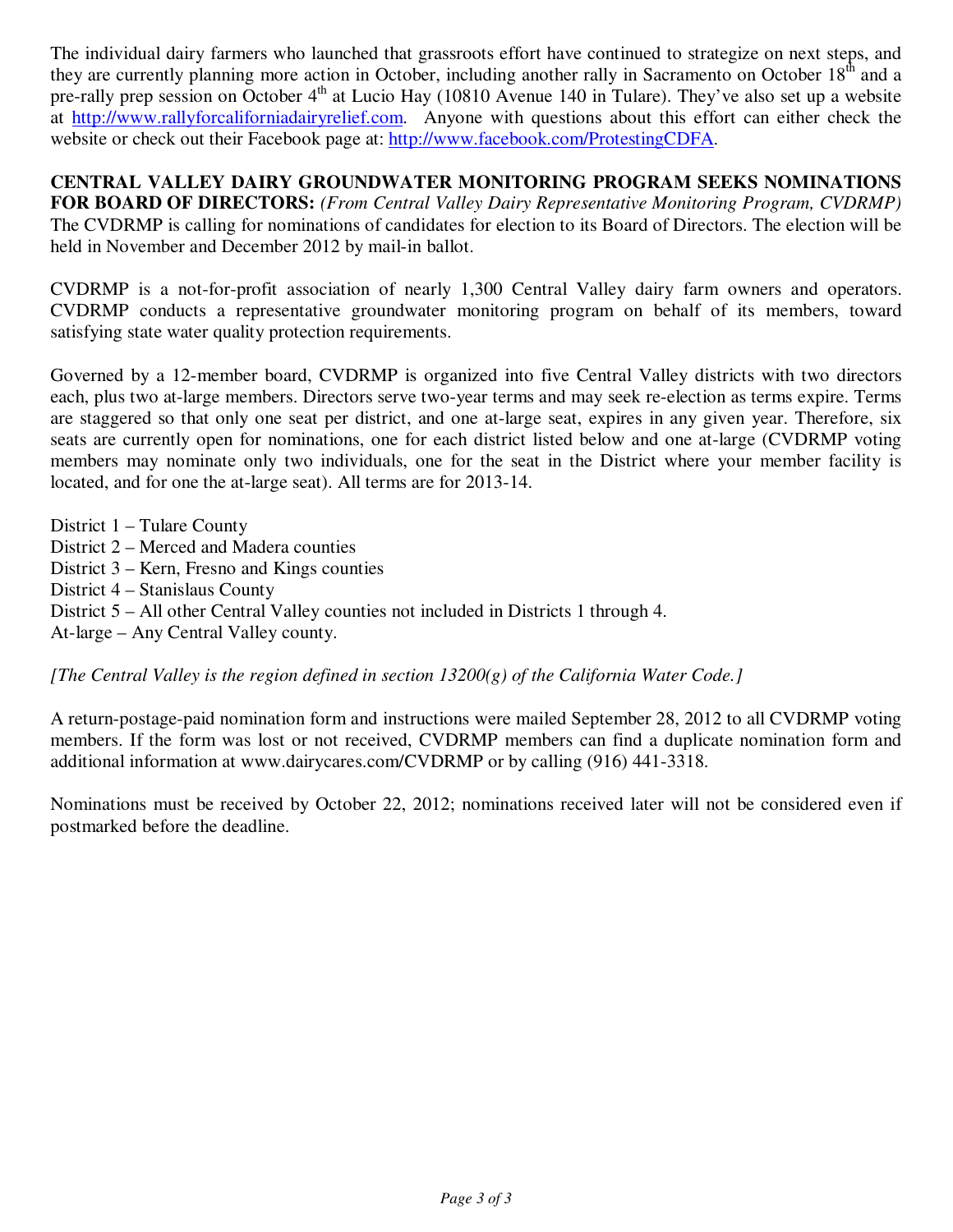The individual dairy farmers who launched that grassroots effort have continued to strategize on next steps, and they are currently planning more action in October, including another rally in Sacramento on October 18th and a pre-rally prep session on October 4th at Lucio Hay (10810 Avenue 140 in Tulare). They've also set up a website at http://www.rallyforcaliforniadairyrelief.com. Anyone with questions about this effort can either check the website or check out their Facebook page at: http://www.facebook.com/ProtestingCDFA.

**CENTRAL VALLEY DAIRY GROUNDWATER MONITORING PROGRAM SEEKS NOMINATIONS FOR BOARD OF DIRECTORS:** *(From Central Valley Dairy Representative Monitoring Program, CVDRMP)* The CVDRMP is calling for nominations of candidates for election to its Board of Directors. The election will be held in November and December 2012 by mail-in ballot.

CVDRMP is a not-for-profit association of nearly 1,300 Central Valley dairy farm owners and operators. CVDRMP conducts a representative groundwater monitoring program on behalf of its members, toward satisfying state water quality protection requirements.

Governed by a 12-member board, CVDRMP is organized into five Central Valley districts with two directors each, plus two at-large members. Directors serve two-year terms and may seek re-election as terms expire. Terms are staggered so that only one seat per district, and one at-large seat, expires in any given year. Therefore, six seats are currently open for nominations, one for each district listed below and one at-large (CVDRMP voting members may nominate only two individuals, one for the seat in the District where your member facility is located, and for one the at-large seat). All terms are for 2013-14.

District 1 – Tulare County
District 2 – Merced and Madera counties
District 3 – Kern, Fresno and Kings counties
District 4 – Stanislaus County
District 5 – All other Central Valley counties not included in Districts 1 through 4.
At-large – Any Central Valley county.

*[The Central Valley is the region defined in section 13200(g) of the California Water Code.]*

A return-postage-paid nomination form and instructions were mailed September 28, 2012 to all CVDRMP voting members. If the form was lost or not received, CVDRMP members can find a duplicate nomination form and additional information at www.dairycares.com/CVDRMP or by calling (916) 441-3318.

Nominations must be received by October 22, 2012; nominations received later will not be considered even if postmarked before the deadline.